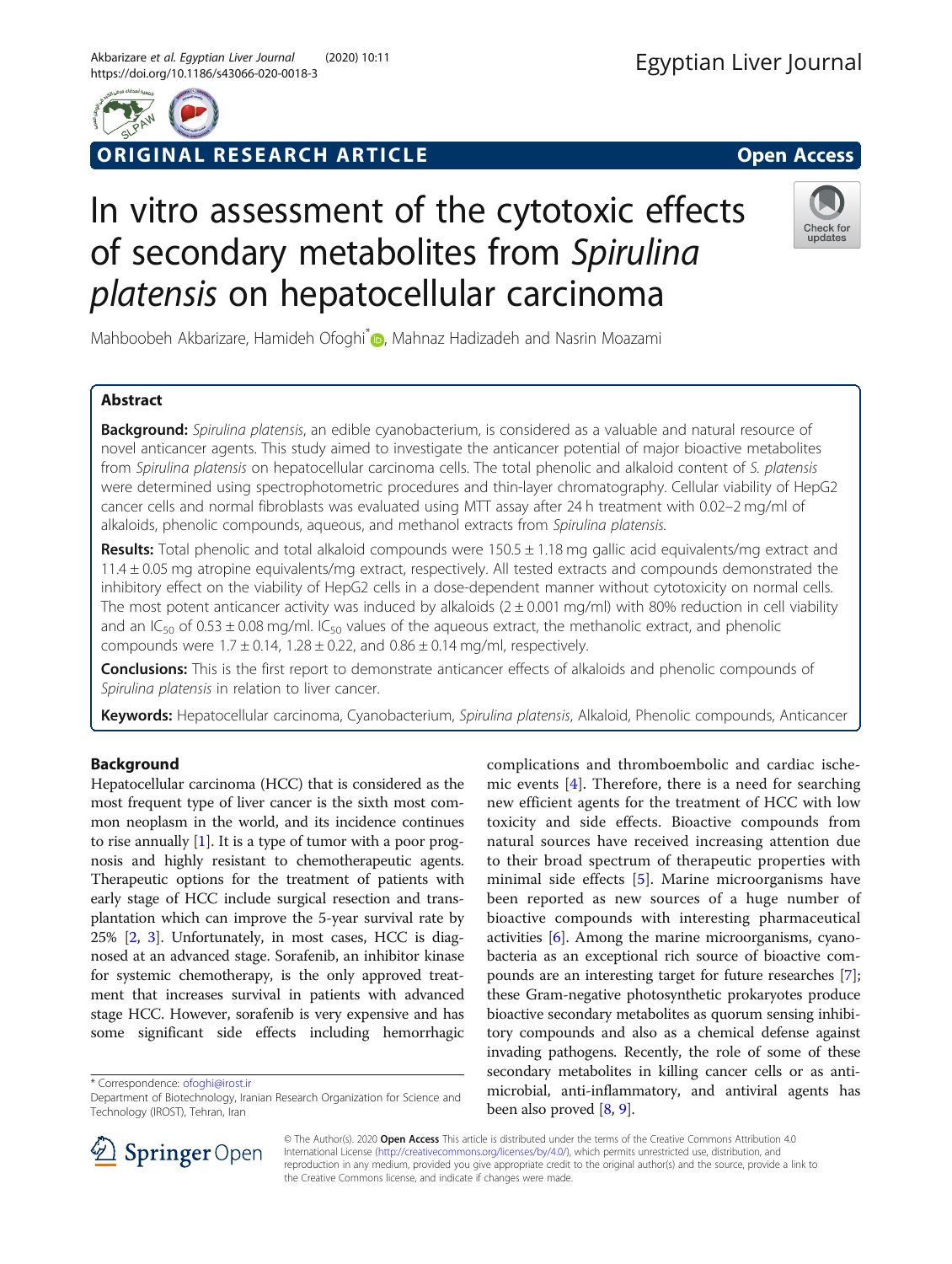ORIGINAL RESEARCH ARTICLE

Open Access

# In vitro assessment of the cytotoxic effects of secondary metabolites from *Spirulina platensis* on hepatocellular carcinoma

Mahboobeh Akbarizare, Hamideh Ofoghi*, Mahnaz Hadizadeh and Nasrin Moazami

## Abstract

**Background:** *Spirulina platensis*, an edible cyanobacterium, is considered as a valuable and natural resource of novel anticancer agents. This study aimed to investigate the anticancer potential of major bioactive metabolites from *Spirulina platensis* on hepatocellular carcinoma cells. The total phenolic and alkaloid content of *S. platensis* were determined using spectrophotometric procedures and thin-layer chromatography. Cellular viability of HepG2 cancer cells and normal fibroblasts was evaluated using MTT assay after 24 h treatment with 0.02–2 mg/ml of alkaloids, phenolic compounds, aqueous, and methanol extracts from *Spirulina platensis*.

**Results:** Total phenolic and total alkaloid compounds were 150.5 ± 1.18 mg gallic acid equivalents/mg extract and 11.4 ± 0.05 mg atropine equivalents/mg extract, respectively. All tested extracts and compounds demonstrated the inhibitory effect on the viability of HepG2 cells in a dose-dependent manner without cytotoxicity on normal cells. The most potent anticancer activity was induced by alkaloids (2 ± 0.001 mg/ml) with 80% reduction in cell viability and an $IC_{50}$ of 0.53 ± 0.08 mg/ml. $IC_{50}$ values of the aqueous extract, the methanolic extract, and phenolic compounds were 1.7 ± 0.14, 1.28 ± 0.22, and 0.86 ± 0.14 mg/ml, respectively.

**Conclusions:** This is the first report to demonstrate anticancer effects of alkaloids and phenolic compounds of *Spirulina platensis* in relation to liver cancer.

**Keywords:** Hepatocellular carcinoma, Cyanobacterium, *Spirulina platensis*, Alkaloid, Phenolic compounds, Anticancer

## Background

Hepatocellular carcinoma (HCC) that is considered as the most frequent type of liver cancer is the sixth most common neoplasm in the world, and its incidence continues to rise annually [1]. It is a type of tumor with a poor prognosis and highly resistant to chemotherapeutic agents. Therapeutic options for the treatment of patients with early stage of HCC include surgical resection and transplantation which can improve the 5-year survival rate by 25% [2, 3]. Unfortunately, in most cases, HCC is diagnosed at an advanced stage. Sorafenib, an inhibitor kinase for systemic chemotherapy, is the only approved treatment that increases survival in patients with advanced stage HCC. However, sorafenib is very expensive and has some significant side effects including hemorrhagic complications and thromboembolic and cardiac ischemic events [4]. Therefore, there is a need for searching new efficient agents for the treatment of HCC with low toxicity and side effects. Bioactive compounds from natural sources have received increasing attention due to their broad spectrum of therapeutic properties with minimal side effects [5]. Marine microorganisms have been reported as new sources of a huge number of bioactive compounds with interesting pharmaceutical activities [6]. Among the marine microorganisms, cyanobacteria as an exceptional rich source of bioactive compounds are an interesting target for future researches [7]; these Gram-negative photosynthetic prokaryotes produce bioactive secondary metabolites as quorum sensing inhibitory compounds and also as a chemical defense against invading pathogens. Recently, the role of some of these secondary metabolites in killing cancer cells or as antimicrobial, anti-inflammatory, and antiviral agents has been also proved [8, 9].

\* Correspondence: ofoghi@irost.ir
Department of Biotechnology, Iranian Research Organization for Science and Technology (IROST), Tehran, Iran

© The Author(s). 2020 **Open Access** This article is distributed under the terms of the Creative Commons Attribution 4.0 International License (http://creativecommons.org/licenses/by/4.0/), which permits unrestricted use, distribution, and reproduction in any medium, provided you give appropriate credit to the original author(s) and the source, provide a link to the Creative Commons license, and indicate if changes were made.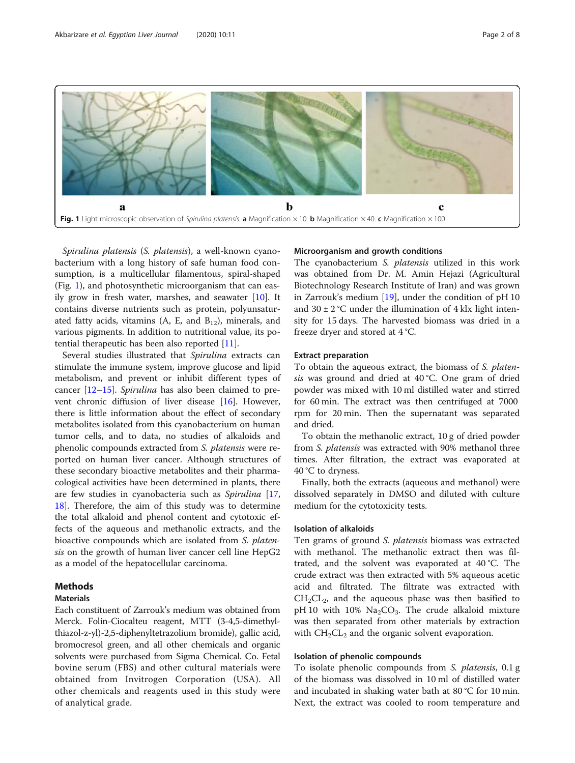Fig. 1 Light microscopic observation of *Spirulina platensis*. **a** Magnification ×10. **b** Magnification ×40. **c** Magnification ×100

*Spirulina platensis* (*S. platensis*), a well-known cyanobacterium with a long history of safe human food consumption, is a multicellular filamentous, spiral-shaped (Fig. 1), and photosynthetic microorganism that can easily grow in fresh water, marshes, and seawater [10]. It contains diverse nutrients such as protein, polyunsaturated fatty acids, vitamins (A, E, and $B_{12}$), minerals, and various pigments. In addition to nutritional value, its potential therapeutic has been also reported [11].

Several studies illustrated that *Spirulina* extracts can stimulate the immune system, improve glucose and lipid metabolism, and prevent or inhibit different types of cancer [12–15]. *Spirulina* has also been claimed to prevent chronic diffusion of liver disease [16]. However, there is little information about the effect of secondary metabolites isolated from this cyanobacterium on human tumor cells, and to data, no studies of alkaloids and phenolic compounds extracted from *S. platensis* were reported on human liver cancer. Although structures of these secondary bioactive metabolites and their pharmacological activities have been determined in plants, there are few studies in cyanobacteria such as *Spirulina* [17, 18]. Therefore, the aim of this study was to determine the total alkaloid and phenol content and cytotoxic effects of the aqueous and methanolic extracts, and the bioactive compounds which are isolated from *S. platensis* on the growth of human liver cancer cell line HepG2 as a model of the hepatocellular carcinoma.

## Methods

### Materials

Each constituent of Zarrouk's medium was obtained from Merck. Folin-Ciocalteu reagent, MTT (3-4,5-dimethylthiazol-z-yl)-2,5-diphenyltetrazolium bromide), gallic acid, bromocresol green, and all other chemicals and organic solvents were purchased from Sigma Chemical. Co. Fetal bovine serum (FBS) and other cultural materials were obtained from Invitrogen Corporation (USA). All other chemicals and reagents used in this study were of analytical grade.

### Microorganism and growth conditions

The cyanobacterium *S. platensis* utilized in this work was obtained from Dr. M. Amin Hejazi (Agricultural Biotechnology Research Institute of Iran) and was grown in Zarrouk's medium [19], under the condition of pH 10 and 30 ± 2 °C under the illumination of 4 klx light intensity for 15 days. The harvested biomass was dried in a freeze dryer and stored at 4 °C.

### Extract preparation

To obtain the aqueous extract, the biomass of *S. platensis* was ground and dried at 40 °C. One gram of dried powder was mixed with 10 ml distilled water and stirred for 60 min. The extract was then centrifuged at 7000 rpm for 20 min. Then the supernatant was separated and dried.

To obtain the methanolic extract, 10 g of dried powder from *S. platensis* was extracted with 90% methanol three times. After filtration, the extract was evaporated at 40 °C to dryness.

Finally, both the extracts (aqueous and methanol) were dissolved separately in DMSO and diluted with culture medium for the cytotoxicity tests.

### Isolation of alkaloids

Ten grams of ground *S. platensis* biomass was extracted with methanol. The methanolic extract then was filtrated, and the solvent was evaporated at 40 °C. The crude extract was then extracted with 5% aqueous acetic acid and filtrated. The filtrate was extracted with $CH_2CL_2$, and the aqueous phase was then basified to pH 10 with 10% $Na_2CO_3$. The crude alkaloid mixture was then separated from other materials by extraction with $CH_2CL_2$ and the organic solvent evaporation.

### Isolation of phenolic compounds

To isolate phenolic compounds from *S. platensis*, 0.1 g of the biomass was dissolved in 10 ml of distilled water and incubated in shaking water bath at 80 °C for 10 min. Next, the extract was cooled to room temperature and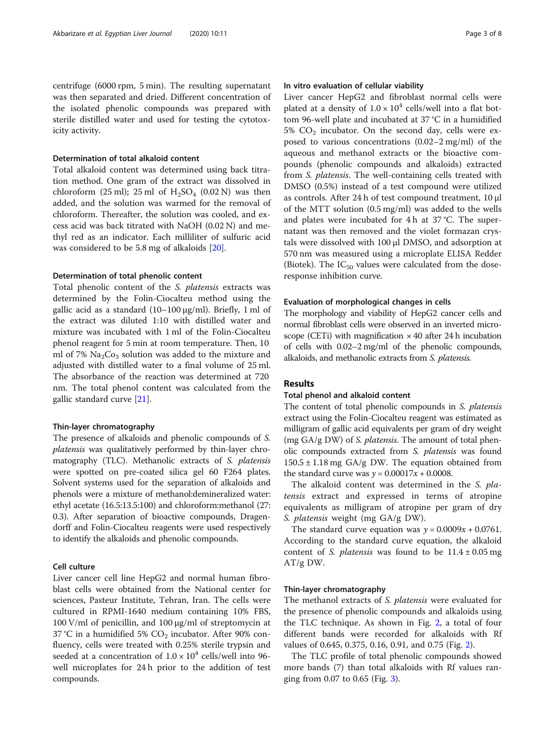centrifuge (6000 rpm, 5 min). The resulting supernatant was then separated and dried. Different concentration of the isolated phenolic compounds was prepared with sterile distilled water and used for testing the cytotoxicity activity.

### Determination of total alkaloid content

Total alkaloid content was determined using back titration method. One gram of the extract was dissolved in chloroform (25 ml); 25 ml of $H_2SO_4$ (0.02 N) was then added, and the solution was warmed for the removal of chloroform. Thereafter, the solution was cooled, and excess acid was back titrated with NaOH (0.02 N) and methyl red as an indicator. Each milliliter of sulfuric acid was considered to be 5.8 mg of alkaloids [20].

### Determination of total phenolic content

Total phenolic content of the *S. platensis* extracts was determined by the Folin-Ciocalteu method using the gallic acid as a standard (10–100 μg/ml). Briefly, 1 ml of the extract was diluted 1:10 with distilled water and mixture was incubated with 1 ml of the Folin-Ciocalteu phenol reagent for 5 min at room temperature. Then, 10 ml of 7% $Na_2Co_3$ solution was added to the mixture and adjusted with distilled water to a final volume of 25 ml. The absorbance of the reaction was determined at 720 nm. The total phenol content was calculated from the gallic standard curve [21].

### Thin-layer chromatography

The presence of alkaloids and phenolic compounds of *S. platensis* was qualitatively performed by thin-layer chromatography (TLC). Methanolic extracts of *S. platensis* were spotted on pre-coated silica gel 60 F264 plates. Solvent systems used for the separation of alkaloids and phenols were a mixture of methanol:demineralized water: ethyl acetate (16.5:13.5:100) and chloroform:methanol (27: 0.3). After separation of bioactive compounds, Dragendorff and Folin-Ciocalteu reagents were used respectively to identify the alkaloids and phenolic compounds.

### Cell culture

Liver cancer cell line HepG2 and normal human fibroblast cells were obtained from the National center for sciences, Pasteur Institute, Tehran, Iran. The cells were cultured in RPMI-1640 medium containing 10% FBS, 100 V/ml of penicillin, and 100 μg/ml of streptomycin at 37 °C in a humidified 5% $CO_2$ incubator. After 90% confluency, cells were treated with 0.25% sterile trypsin and seeded at a concentration of $1.0 \times 10^4$ cells/well into 96-well microplates for 24 h prior to the addition of test compounds.

### In vitro evaluation of cellular viability

Liver cancer HepG2 and fibroblast normal cells were plated at a density of $1.0 \times 10^4$ cells/well into a flat bottom 96-well plate and incubated at 37 °C in a humidified 5% $CO_2$ incubator. On the second day, cells were exposed to various concentrations (0.02–2 mg/ml) of the aqueous and methanol extracts or the bioactive compounds (phenolic compounds and alkaloids) extracted from *S. platensis*. The well-containing cells treated with DMSO (0.5%) instead of a test compound were utilized as controls. After 24 h of test compound treatment, 10 μl of the MTT solution (0.5 mg/ml) was added to the wells and plates were incubated for 4 h at 37 °C. The supernatant was then removed and the violet formazan crystals were dissolved with 100 μl DMSO, and adsorption at 570 nm was measured using a microplate ELISA Redder (Biotek). The $IC_{50}$ values were calculated from the dose-response inhibition curve.

### Evaluation of morphological changes in cells

The morphology and viability of HepG2 cancer cells and normal fibroblast cells were observed in an inverted microscope (CETi) with magnification × 40 after 24 h incubation of cells with 0.02–2 mg/ml of the phenolic compounds, alkaloids, and methanolic extracts from *S. platensis*.

## Results

### Total phenol and alkaloid content

The content of total phenolic compounds in *S. platensis* extract using the Folin-Ciocalteu reagent was estimated as milligram of gallic acid equivalents per gram of dry weight (mg GA/g DW) of *S. platensis*. The amount of total phenolic compounds extracted from *S. platensis* was found 150.5 ± 1.18 mg GA/g DW. The equation obtained from the standard curve was $y = 0.00017x + 0.0008$.

The alkaloid content was determined in the *S. platensis* extract and expressed in terms of atropine equivalents as milligram of atropine per gram of dry *S. platensis* weight (mg GA/g DW).

The standard curve equation was $y = 0.0009x + 0.0761$. According to the standard curve equation, the alkaloid content of *S. platensis* was found to be 11.4 ± 0.05 mg AT/g DW.

### Thin-layer chromatography

The methanol extracts of *S. platensis* were evaluated for the presence of phenolic compounds and alkaloids using the TLC technique. As shown in Fig. 2, a total of four different bands were recorded for alkaloids with Rf values of 0.645, 0.375, 0.16, 0.91, and 0.75 (Fig. 2).

The TLC profile of total phenolic compounds showed more bands (7) than total alkaloids with Rf values ranging from 0.07 to 0.65 (Fig. 3).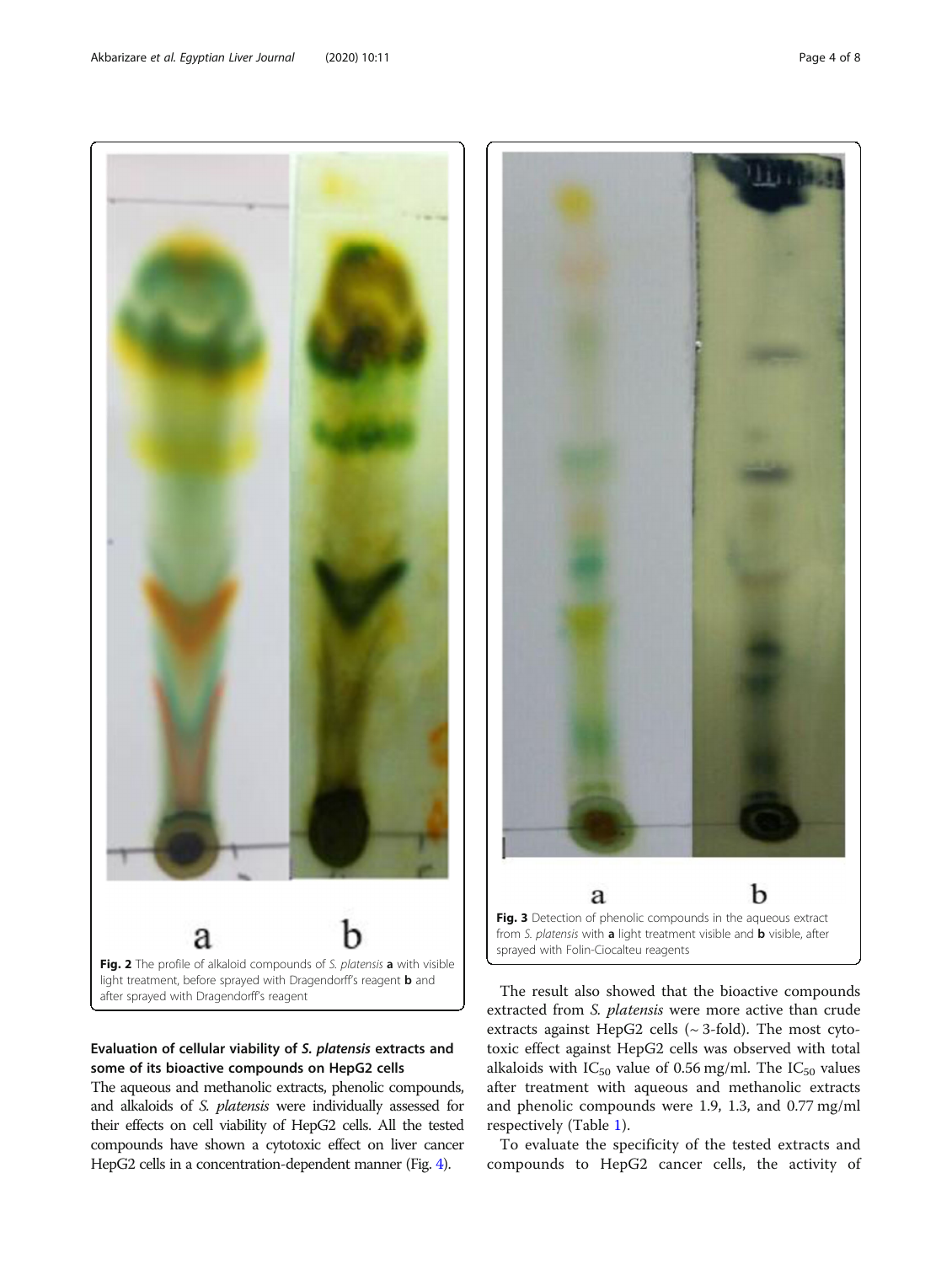Fig. 2 The profile of alkaloid compounds of *S. platensis* **a** with visible light treatment, before sprayed with Dragendorff's reagent **b** and after sprayed with Dragendorff's reagent

Fig. 3 Detection of phenolic compounds in the aqueous extract from *S. platensis* with **a** light treatment visible and **b** visible, after sprayed with Folin-Ciocalteu reagents

### Evaluation of cellular viability of *S. platensis* extracts and some of its bioactive compounds on HepG2 cells

The aqueous and methanolic extracts, phenolic compounds, and alkaloids of *S. platensis* were individually assessed for their effects on cell viability of HepG2 cells. All the tested compounds have shown a cytotoxic effect on liver cancer HepG2 cells in a concentration-dependent manner (Fig. 4).

The result also showed that the bioactive compounds extracted from *S. platensis* were more active than crude extracts against HepG2 cells (~ 3-fold). The most cytotoxic effect against HepG2 cells was observed with total alkaloids with $IC_{50}$ value of 0.56 mg/ml. The $IC_{50}$ values after treatment with aqueous and methanolic extracts and phenolic compounds were 1.9, 1.3, and 0.77 mg/ml respectively (Table 1).

To evaluate the specificity of the tested extracts and compounds to HepG2 cancer cells, the activity of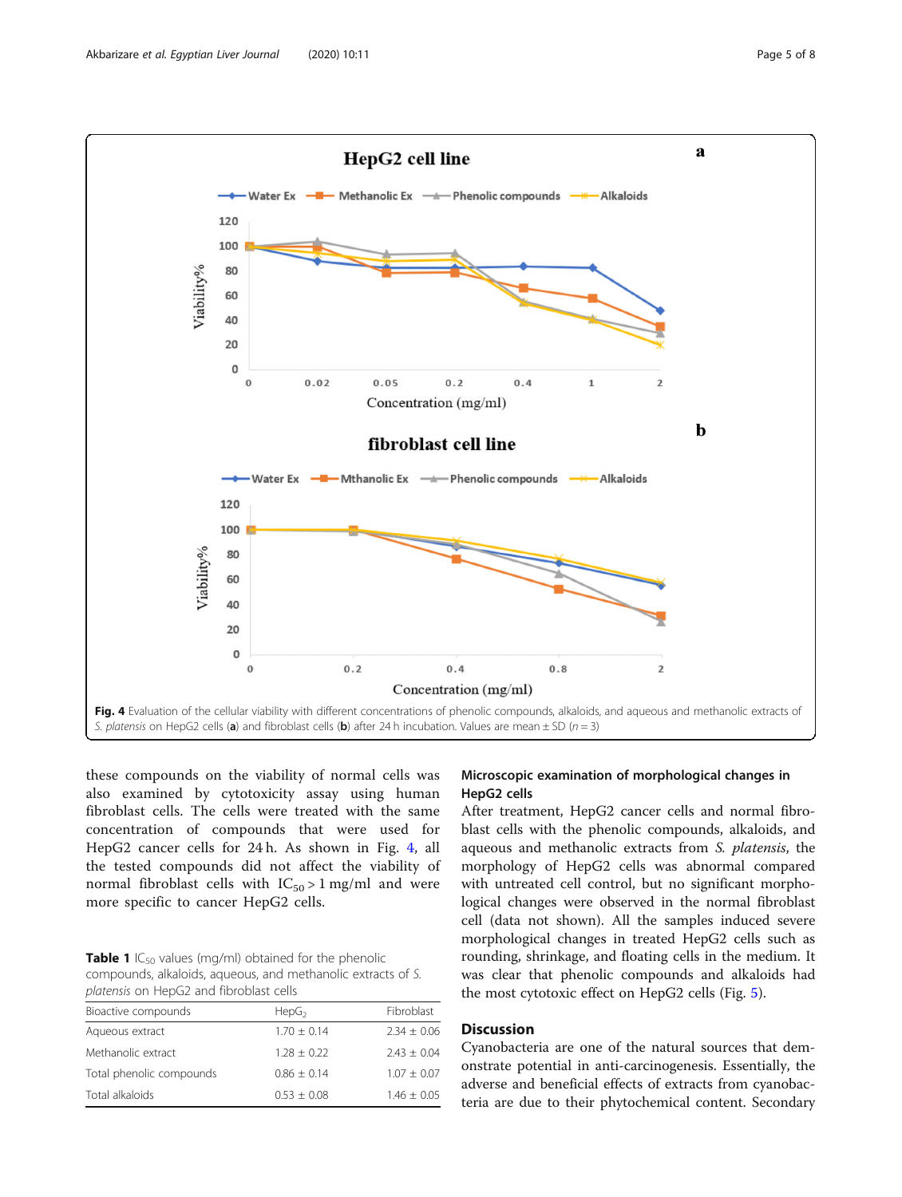Fig. 4 Evaluation of the cellular viability with different concentrations of phenolic compounds, alkaloids, and aqueous and methanolic extracts of *S. platensis* on HepG2 cells (**a**) and fibroblast cells (**b**) after 24 h incubation. Values are mean ± SD ($n = 3$)

these compounds on the viability of normal cells was also examined by cytotoxicity assay using human fibroblast cells. The cells were treated with the same concentration of compounds that were used for HepG2 cancer cells for 24 h. As shown in Fig. 4, all the tested compounds did not affect the viability of normal fibroblast cells with $IC_{50} > 1$ mg/ml and were more specific to cancer HepG2 cells.

**Table 1** $IC_{50}$ values (mg/ml) obtained for the phenolic compounds, alkaloids, aqueous, and methanolic extracts of *S. platensis* on HepG2 and fibroblast cells

| Bioactive compounds | $HepG_2$ | Fibroblast |
|---|---|---|
| Aqueous extract | 1.70 ± 0.14 | 2.34 ± 0.06 |
| Methanolic extract | 1.28 ± 0.22 | 2.43 ± 0.04 |
| Total phenolic compounds | 0.86 ± 0.14 | 1.07 ± 0.07 |
| Total alkaloids | 0.53 ± 0.08 | 1.46 ± 0.05 |

### Microscopic examination of morphological changes in HepG2 cells

After treatment, HepG2 cancer cells and normal fibroblast cells with the phenolic compounds, alkaloids, and aqueous and methanolic extracts from *S. platensis*, the morphology of HepG2 cells was abnormal compared with untreated cell control, but no significant morphological changes were observed in the normal fibroblast cell (data not shown). All the samples induced severe morphological changes in treated HepG2 cells such as rounding, shrinkage, and floating cells in the medium. It was clear that phenolic compounds and alkaloids had the most cytotoxic effect on HepG2 cells (Fig. 5).

## Discussion

Cyanobacteria are one of the natural sources that demonstrate potential in anti-carcinogenesis. Essentially, the adverse and beneficial effects of extracts from cyanobacteria are due to their phytochemical content. Secondary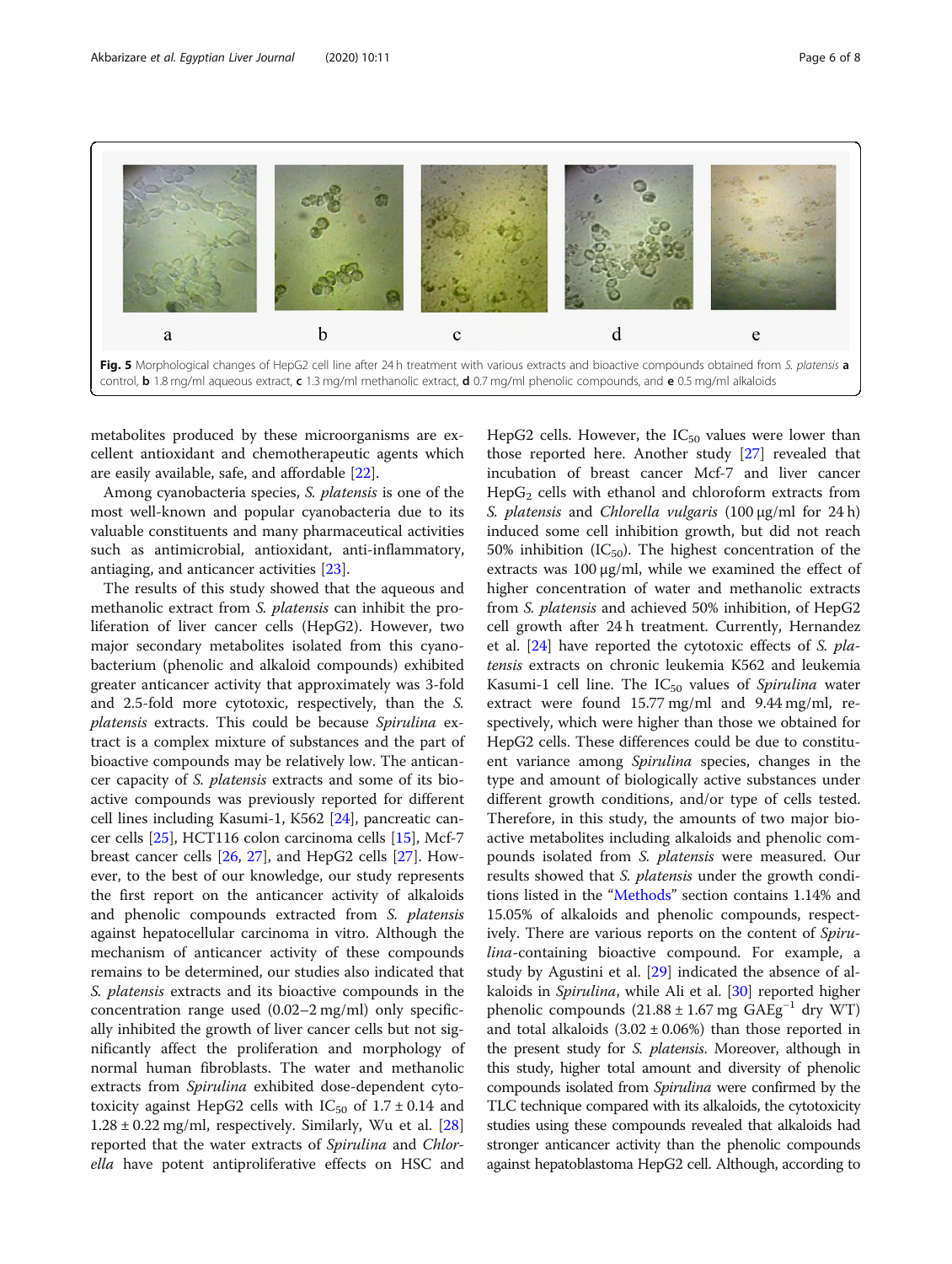**Fig. 5** Morphological changes of HepG2 cell line after 24 h treatment with various extracts and bioactive compounds obtained from *S. platensis* **a** control, **b** 1.8 mg/ml aqueous extract, **c** 1.3 mg/ml methanolic extract, **d** 0.7 mg/ml phenolic compounds, and **e** 0.5 mg/ml alkaloids

metabolites produced by these microorganisms are excellent antioxidant and chemotherapeutic agents which are easily available, safe, and affordable [22].

Among cyanobacteria species, *S. platensis* is one of the most well-known and popular cyanobacteria due to its valuable constituents and many pharmaceutical activities such as antimicrobial, antioxidant, anti-inflammatory, antiaging, and anticancer activities [23].

The results of this study showed that the aqueous and methanolic extract from *S. platensis* can inhibit the proliferation of liver cancer cells (HepG2). However, two major secondary metabolites isolated from this cyanobacterium (phenolic and alkaloid compounds) exhibited greater anticancer activity that approximately was 3-fold and 2.5-fold more cytotoxic, respectively, than the *S. platensis* extracts. This could be because *Spirulina* extract is a complex mixture of substances and the part of bioactive compounds may be relatively low. The anticancer capacity of *S. platensis* extracts and some of its bioactive compounds was previously reported for different cell lines including Kasumi-1, K562 [24], pancreatic cancer cells [25], HCT116 colon carcinoma cells [15], Mcf-7 breast cancer cells [26, 27], and HepG2 cells [27]. However, to the best of our knowledge, our study represents the first report on the anticancer activity of alkaloids and phenolic compounds extracted from *S. platensis* against hepatocellular carcinoma in vitro. Although the mechanism of anticancer activity of these compounds remains to be determined, our studies also indicated that *S. platensis* extracts and its bioactive compounds in the concentration range used (0.02–2 mg/ml) only specifically inhibited the growth of liver cancer cells but not significantly affect the proliferation and morphology of normal human fibroblasts. The water and methanolic extracts from *Spirulina* exhibited dose-dependent cytotoxicity against HepG2 cells with $IC_{50}$ of 1.7 ± 0.14 and 1.28 ± 0.22 mg/ml, respectively. Similarly, Wu et al. [28] reported that the water extracts of *Spirulina* and *Chlorella* have potent antiproliferative effects on HSC and HepG2 cells. However, the $IC_{50}$ values were lower than those reported here. Another study [27] revealed that incubation of breast cancer Mcf-7 and liver cancer $HepG_2$ cells with ethanol and chloroform extracts from *S. platensis* and *Chlorella vulgaris* (100 μg/ml for 24 h) induced some cell inhibition growth, but did not reach 50% inhibition ($IC_{50}$). The highest concentration of the extracts was 100 μg/ml, while we examined the effect of higher concentration of water and methanolic extracts from *S. platensis* and achieved 50% inhibition, of HepG2 cell growth after 24 h treatment. Currently, Hernandez et al. [24] have reported the cytotoxic effects of *S. platensis* extracts on chronic leukemia K562 and leukemia Kasumi-1 cell line. The $IC_{50}$ values of *Spirulina* water extract were found 15.77 mg/ml and 9.44 mg/ml, respectively, which were higher than those we obtained for HepG2 cells. These differences could be due to constituent variance among *Spirulina* species, changes in the type and amount of biologically active substances under different growth conditions, and/or type of cells tested. Therefore, in this study, the amounts of two major bioactive metabolites including alkaloids and phenolic compounds isolated from *S. platensis* were measured. Our results showed that *S. platensis* under the growth conditions listed in the "Methods" section contains 1.14% and 15.05% of alkaloids and phenolic compounds, respectively. There are various reports on the content of *Spirulina*-containing bioactive compound. For example, a study by Agustini et al. [29] indicated the absence of alkaloids in *Spirulina*, while Ali et al. [30] reported higher phenolic compounds (21.88 ± 1.67 mg $GAEg^{-1}$ dry WT) and total alkaloids (3.02 ± 0.06%) than those reported in the present study for *S. platensis*. Moreover, although in this study, higher total amount and diversity of phenolic compounds isolated from *Spirulina* were confirmed by the TLC technique compared with its alkaloids, the cytotoxicity studies using these compounds revealed that alkaloids had stronger anticancer activity than the phenolic compounds against hepatoblastoma HepG2 cell. Although, according to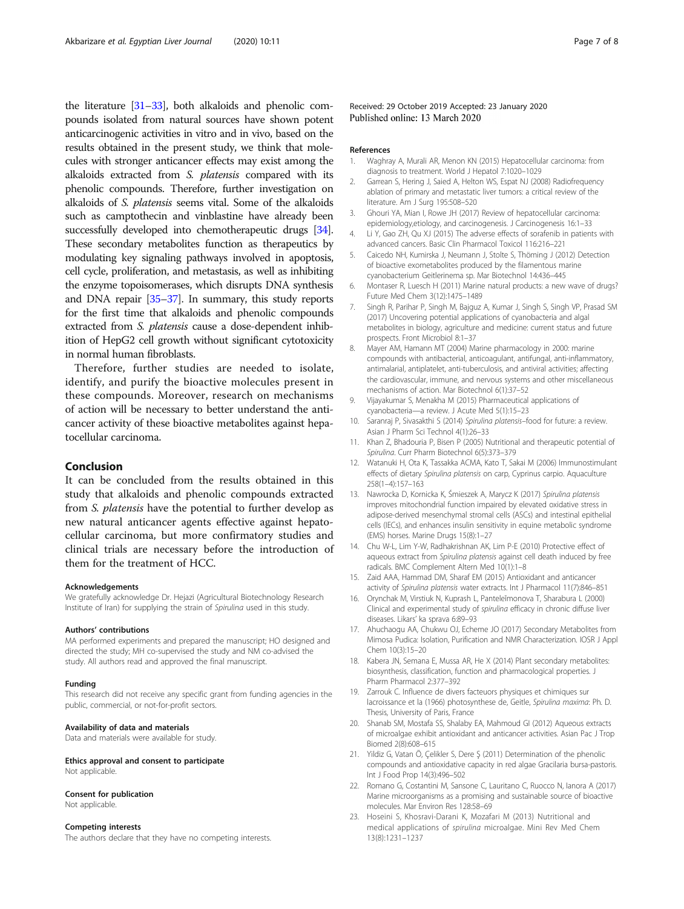the literature [31–33], both alkaloids and phenolic compounds isolated from natural sources have shown potent anticarcinogenic activities in vitro and in vivo, based on the results obtained in the present study, we think that molecules with stronger anticancer effects may exist among the alkaloids extracted from *S. platensis* compared with its phenolic compounds. Therefore, further investigation on alkaloids of *S. platensis* seems vital. Some of the alkaloids such as camptothecin and vinblastine have already been successfully developed into chemotherapeutic drugs [34]. These secondary metabolites function as therapeutics by modulating key signaling pathways involved in apoptosis, cell cycle, proliferation, and metastasis, as well as inhibiting the enzyme topoisomerases, which disrupts DNA synthesis and DNA repair [35–37]. In summary, this study reports for the first time that alkaloids and phenolic compounds extracted from *S. platensis* cause a dose-dependent inhibition of HepG2 cell growth without significant cytotoxicity in normal human fibroblasts.

Therefore, further studies are needed to isolate, identify, and purify the bioactive molecules present in these compounds. Moreover, research on mechanisms of action will be necessary to better understand the anticancer activity of these bioactive metabolites against hepatocellular carcinoma.

## Conclusion

It can be concluded from the results obtained in this study that alkaloids and phenolic compounds extracted from *S. platensis* have the potential to further develop as new natural anticancer agents effective against hepatocellular carcinoma, but more confirmatory studies and clinical trials are necessary before the introduction of them for the treatment of HCC.

#### Acknowledgements

We gratefully acknowledge Dr. Hejazi (Agricultural Biotechnology Research Institute of Iran) for supplying the strain of *Spirulina* used in this study.

#### Authors' contributions

MA performed experiments and prepared the manuscript; HO designed and directed the study; MH co-supervised the study and NM co-advised the study. All authors read and approved the final manuscript.

#### Funding

This research did not receive any specific grant from funding agencies in the public, commercial, or not-for-profit sectors.

#### Availability of data and materials

Data and materials were available for study.

#### Ethics approval and consent to participate

Not applicable.

#### Consent for publication

Not applicable.

#### Competing interests

The authors declare that they have no competing interests.

Received: 29 October 2019 Accepted: 23 January 2020
Published online: 13 March 2020

#### References

1. Waghray A, Murali AR, Menon KN (2015) Hepatocellular carcinoma: from diagnosis to treatment. World J Hepatol 7:1020–1029
2. Garrean S, Hering J, Saied A, Helton WS, Espat NJ (2008) Radiofrequency ablation of primary and metastatic liver tumors: a critical review of the literature. Am J Surg 195:508–520
3. Ghouri YA, Mian I, Rowe JH (2017) Review of hepatocellular carcinoma: epidemiology,etiology, and carcinogenesis. J Carcinogenesis 16:1–33
4. Li Y, Gao ZH, Qu XJ (2015) The adverse effects of sorafenib in patients with advanced cancers. Basic Clin Pharmacol Toxicol 116:216–221
5. Caicedo NH, Kumirska J, Neumann J, Stolte S, Thöming J (2012) Detection of bioactive exometabolites produced by the filamentous marine cyanobacterium Geitlerinema sp. Mar Biotechnol 14:436–445
6. Montaser R, Luesch H (2011) Marine natural products: a new wave of drugs? Future Med Chem 3(12):1475–1489
7. Singh R, Parihar P, Singh M, Bajguz A, Kumar J, Singh S, Singh VP, Prasad SM (2017) Uncovering potential applications of cyanobacteria and algal metabolites in biology, agriculture and medicine: current status and future prospects. Front Microbiol 8:1–37
8. Mayer AM, Hamann MT (2004) Marine pharmacology in 2000: marine compounds with antibacterial, anticoagulant, antifungal, anti-inflammatory, antimalarial, antiplatelet, anti-tuberculosis, and antiviral activities; affecting the cardiovascular, immune, and nervous systems and other miscellaneous mechanisms of action. Mar Biotechnol 6(1):37–52
9. Vijayakumar S, Menakha M (2015) Pharmaceutical applications of cyanobacteria—a review. J Acute Med 5(1):15–23
10. Saranraj P, Sivasakthi S (2014) *Spirulina platensis*–food for future: a review. Asian J Pharm Sci Technol 4(1):26–33
11. Khan Z, Bhadouria P, Bisen P (2005) Nutritional and therapeutic potential of *Spirulina*. Curr Pharm Biotechnol 6(5):373–379
12. Watanuki H, Ota K, Tassakka ACMA, Kato T, Sakai M (2006) Immunostimulant effects of dietary *Spirulina platensis* on carp, Cyprinus carpio. Aquaculture 258(1–4):157–163
13. Nawrocka D, Kornicka K, Śmieszek A, Marycz K (2017) *Spirulina platensis* improves mitochondrial function impaired by elevated oxidative stress in adipose-derived mesenchymal stromal cells (ASCs) and intestinal epithelial cells (IECs), and enhances insulin sensitivity in equine metabolic syndrome (EMS) horses. Marine Drugs 15(8):1–27
14. Chu W-L, Lim Y-W, Radhakrishnan AK, Lim P-E (2010) Protective effect of aqueous extract from *Spirulina platensis* against cell death induced by free radicals. BMC Complement Altern Med 10(1):1–8
15. Zaid AAA, Hammad DM, Sharaf EM (2015) Antioxidant and anticancer activity of *Spirulina platensis* water extracts. Int J Pharmacol 11(7):846–851
16. Orynchak M, Virstiuk N, Kuprash L, Panteleĭmonova T, Sharabura L (2000) Clinical and experimental study of *spirulina* efficacy in chronic diffuse liver diseases. Likars' ka sprava 6:89–93
17. Ahuchaogu AA, Chukwu OJ, Echeme JO (2017) Secondary Metabolites from Mimosa Pudica: Isolation, Purification and NMR Characterization. IOSR J Appl Chem 10(3):15–20
18. Kabera JN, Semana E, Mussa AR, He X (2014) Plant secondary metabolites: biosynthesis, classification, function and pharmacological properties. J Pharm Pharmacol 2:377–392
19. Zarrouk C. Influence de divers facteuors physiques et chimiques sur lacroissance et la (1966) photosynthese de, Geitle, *Spirulina maxima*: Ph. D. Thesis, University of Paris, France
20. Shanab SM, Mostafa SS, Shalaby EA, Mahmoud GI (2012) Aqueous extracts of microalgae exhibit antioxidant and anticancer activities. Asian Pac J Trop Biomed 2(8):608–615
21. Yildiz G, Vatan Ö, Çelikler S, Dere Ş (2011) Determination of the phenolic compounds and antioxidative capacity in red algae Gracilaria bursa-pastoris. Int J Food Prop 14(3):496–502
22. Romano G, Costantini M, Sansone C, Lauritano C, Ruocco N, Ianora A (2017) Marine microorganisms as a promising and sustainable source of bioactive molecules. Mar Environ Res 128:58–69
23. Hoseini S, Khosravi-Darani K, Mozafari M (2013) Nutritional and medical applications of *spirulina* microalgae. Mini Rev Med Chem 13(8):1231–1237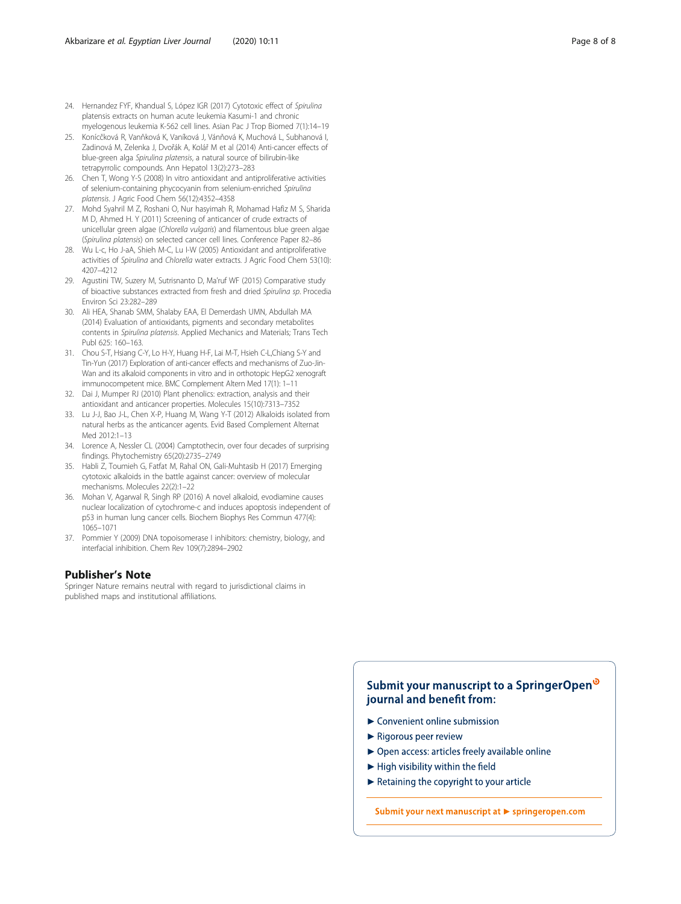24. Hernandez FYF, Khandual S, López IGR (2017) Cytotoxic effect of *Spirulina* platensis extracts on human acute leukemia Kasumi-1 and chronic myelogenous leukemia K-562 cell lines. Asian Pac J Trop Biomed 7(1):14–19
25. Koníčková R, Vaňková K, Vaníková J, Váňová K, Muchová L, Subhanová I, Zadinová M, Zelenka J, Dvořák A, Kolář M et al (2014) Anti-cancer effects of blue-green alga *Spirulina platensis*, a natural source of bilirubin-like tetrapyrrolic compounds. Ann Hepatol 13(2):273–283
26. Chen T, Wong Y-S (2008) In vitro antioxidant and antiproliferative activities of selenium-containing phycocyanin from selenium-enriched *Spirulina platensis*. J Agric Food Chem 56(12):4352–4358
27. Mohd Syahril M Z, Roshani O, Nur hasyimah R, Mohamad Hafiz M S, Sharida M D, Ahmed H. Y (2011) Screening of anticancer of crude extracts of unicellular green algae (*Chlorella vulgaris*) and filamentous blue green algae (*Spirulina platensis*) on selected cancer cell lines. Conference Paper 82–86
28. Wu L-c, Ho J-aA, Shieh M-C, Lu I-W (2005) Antioxidant and antiproliferative activities of *Spirulina* and *Chlorella* water extracts. J Agric Food Chem 53(10): 4207–4212
29. Agustini TW, Suzery M, Sutrisnanto D, Ma'ruf WF (2015) Comparative study of bioactive substances extracted from fresh and dried *Spirulina sp*. Procedia Environ Sci 23:282–289
30. Ali HEA, Shanab SMM, Shalaby EAA, El Demerdash UMN, Abdullah MA (2014) Evaluation of antioxidants, pigments and secondary metabolites contents in *Spirulina platensis*. Applied Mechanics and Materials; Trans Tech Publ 625: 160–163.
31. Chou S-T, Hsiang C-Y, Lo H-Y, Huang H-F, Lai M-T, Hsieh C-L,Chiang S-Y and Tin-Yun (2017) Exploration of anti-cancer effects and mechanisms of Zuo-Jin-Wan and its alkaloid components in vitro and in orthotopic HepG2 xenograft immunocompetent mice. BMC Complement Altern Med 17(1): 1–11
32. Dai J, Mumper RJ (2010) Plant phenolics: extraction, analysis and their antioxidant and anticancer properties. Molecules 15(10):7313–7352
33. Lu J-J, Bao J-L, Chen X-P, Huang M, Wang Y-T (2012) Alkaloids isolated from natural herbs as the anticancer agents. Evid Based Complement Alternat Med 2012:1–13
34. Lorence A, Nessler CL (2004) Camptothecin, over four decades of surprising findings. Phytochemistry 65(20):2735–2749
35. Habli Z, Toumieh G, Fatfat M, Rahal ON, Gali-Muhtasib H (2017) Emerging cytotoxic alkaloids in the battle against cancer: overview of molecular mechanisms. Molecules 22(2):1–22
36. Mohan V, Agarwal R, Singh RP (2016) A novel alkaloid, evodiamine causes nuclear localization of cytochrome-c and induces apoptosis independent of p53 in human lung cancer cells. Biochem Biophys Res Commun 477(4): 1065–1071
37. Pommier Y (2009) DNA topoisomerase I inhibitors: chemistry, biology, and interfacial inhibition. Chem Rev 109(7):2894–2902

## Publisher's Note

Springer Nature remains neutral with regard to jurisdictional claims in published maps and institutional affiliations.

**Submit your manuscript to a SpringerOpen journal and benefit from:**

- ► Convenient online submission
- ► Rigorous peer review
- ► Open access: articles freely available online
- ► High visibility within the field
- ► Retaining the copyright to your article

**Submit your next manuscript at ► springeropen.com**